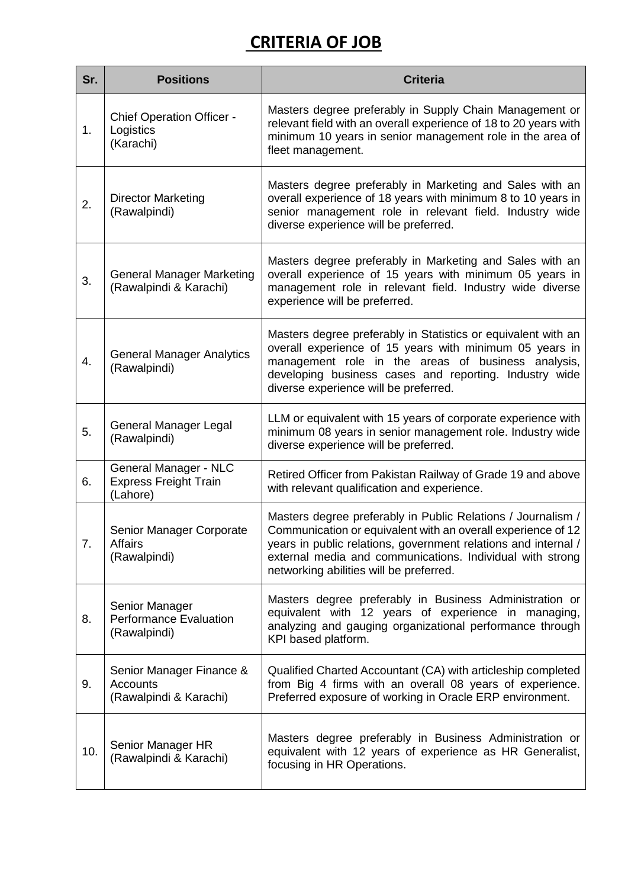# CRITERIA OF JOB

| Sr. | Positions | Criteria |
|---|---|---|
| 1. | Chief Operation Officer - Logistics (Karachi) | Masters degree preferably in Supply Chain Management or relevant field with an overall experience of 18 to 20 years with minimum 10 years in senior management role in the area of fleet management. |
| 2. | Director Marketing (Rawalpindi) | Masters degree preferably in Marketing and Sales with an overall experience of 18 years with minimum 8 to 10 years in senior management role in relevant field. Industry wide diverse experience will be preferred. |
| 3. | General Manager Marketing (Rawalpindi & Karachi) | Masters degree preferably in Marketing and Sales with an overall experience of 15 years with minimum 05 years in management role in relevant field. Industry wide diverse experience will be preferred. |
| 4. | General Manager Analytics (Rawalpindi) | Masters degree preferably in Statistics or equivalent with an overall experience of 15 years with minimum 05 years in management role in the areas of business analysis, developing business cases and reporting. Industry wide diverse experience will be preferred. |
| 5. | General Manager Legal (Rawalpindi) | LLM or equivalent with 15 years of corporate experience with minimum 08 years in senior management role. Industry wide diverse experience will be preferred. |
| 6. | General Manager - NLC Express Freight Train (Lahore) | Retired Officer from Pakistan Railway of Grade 19 and above with relevant qualification and experience. |
| 7. | Senior Manager Corporate Affairs (Rawalpindi) | Masters degree preferably in Public Relations / Journalism / Communication or equivalent with an overall experience of 12 years in public relations, government relations and internal / external media and communications. Individual with strong networking abilities will be preferred. |
| 8. | Senior Manager Performance Evaluation (Rawalpindi) | Masters degree preferably in Business Administration or equivalent with 12 years of experience in managing, analyzing and gauging organizational performance through KPI based platform. |
| 9. | Senior Manager Finance & Accounts (Rawalpindi & Karachi) | Qualified Charted Accountant (CA) with articleship completed from Big 4 firms with an overall 08 years of experience. Preferred exposure of working in Oracle ERP environment. |
| 10. | Senior Manager HR (Rawalpindi & Karachi) | Masters degree preferably in Business Administration or equivalent with 12 years of experience as HR Generalist, focusing in HR Operations. |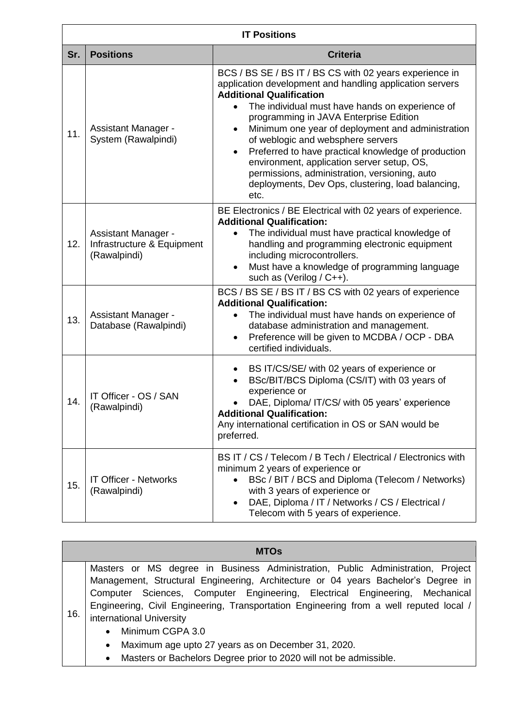| IT Positions | | |
|---|---|---|
| **Sr.** | **Positions** | **Criteria** |
| 11. | Assistant Manager - System (Rawalpindi) | BCS / BS SE / BS IT / BS CS with 02 years experience in application development and handling application servers<br>**Additional Qualification**<br>• The individual must have hands on experience of programming in JAVA Enterprise Edition<br>• Minimum one year of deployment and administration of weblogic and websphere servers<br>• Preferred to have practical knowledge of production environment, application server setup, OS, permissions, administration, versioning, auto deployments, Dev Ops, clustering, load balancing, etc. |
| 12. | Assistant Manager - Infrastructure & Equipment (Rawalpindi) | BE Electronics / BE Electrical with 02 years of experience.<br>**Additional Qualification:**<br>• The individual must have practical knowledge of handling and programming electronic equipment including microcontrollers.<br>• Must have a knowledge of programming language such as (Verilog / C++). |
| 13. | Assistant Manager - Database (Rawalpindi) | BCS / BS SE / BS IT / BS CS with 02 years of experience<br>**Additional Qualification:**<br>• The individual must have hands on experience of database administration and management.<br>• Preference will be given to MCDBA / OCP - DBA certified individuals. |
| 14. | IT Officer - OS / SAN (Rawalpindi) | • BS IT/CS/SE/ with 02 years of experience or<br>• BSc/BIT/BCS Diploma (CS/IT) with 03 years of experience or<br>• DAE, Diploma/ IT/CS/ with 05 years' experience<br>**Additional Qualification:**<br>Any international certification in OS or SAN would be preferred. |
| 15. | IT Officer - Networks (Rawalpindi) | BS IT / CS / Telecom / B Tech / Electrical / Electronics with minimum 2 years of experience or<br>• BSc / BIT / BCS and Diploma (Telecom / Networks) with 3 years of experience or<br>• DAE, Diploma / IT / Networks / CS / Electrical / Telecom with 5 years of experience. |

| MTOs | |
|---|---|
| 16. | Masters or MS degree in Business Administration, Public Administration, Project Management, Structural Engineering, Architecture or 04 years Bachelor's Degree in Computer Sciences, Computer Engineering, Electrical Engineering, Mechanical Engineering, Civil Engineering, Transportation Engineering from a well reputed local / international University<br>• Minimum CGPA 3.0<br>• Maximum age upto 27 years as on December 31, 2020.<br>• Masters or Bachelors Degree prior to 2020 will not be admissible. |